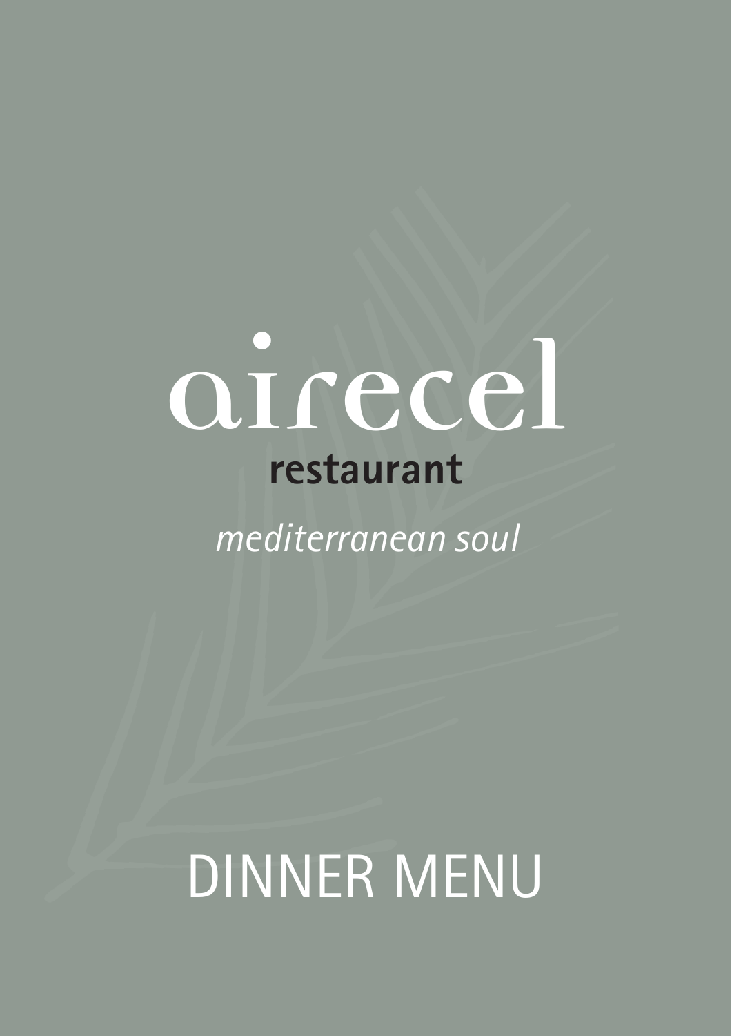# airecel

**restaurant**

*mediterranean soul*

## DINNER MENU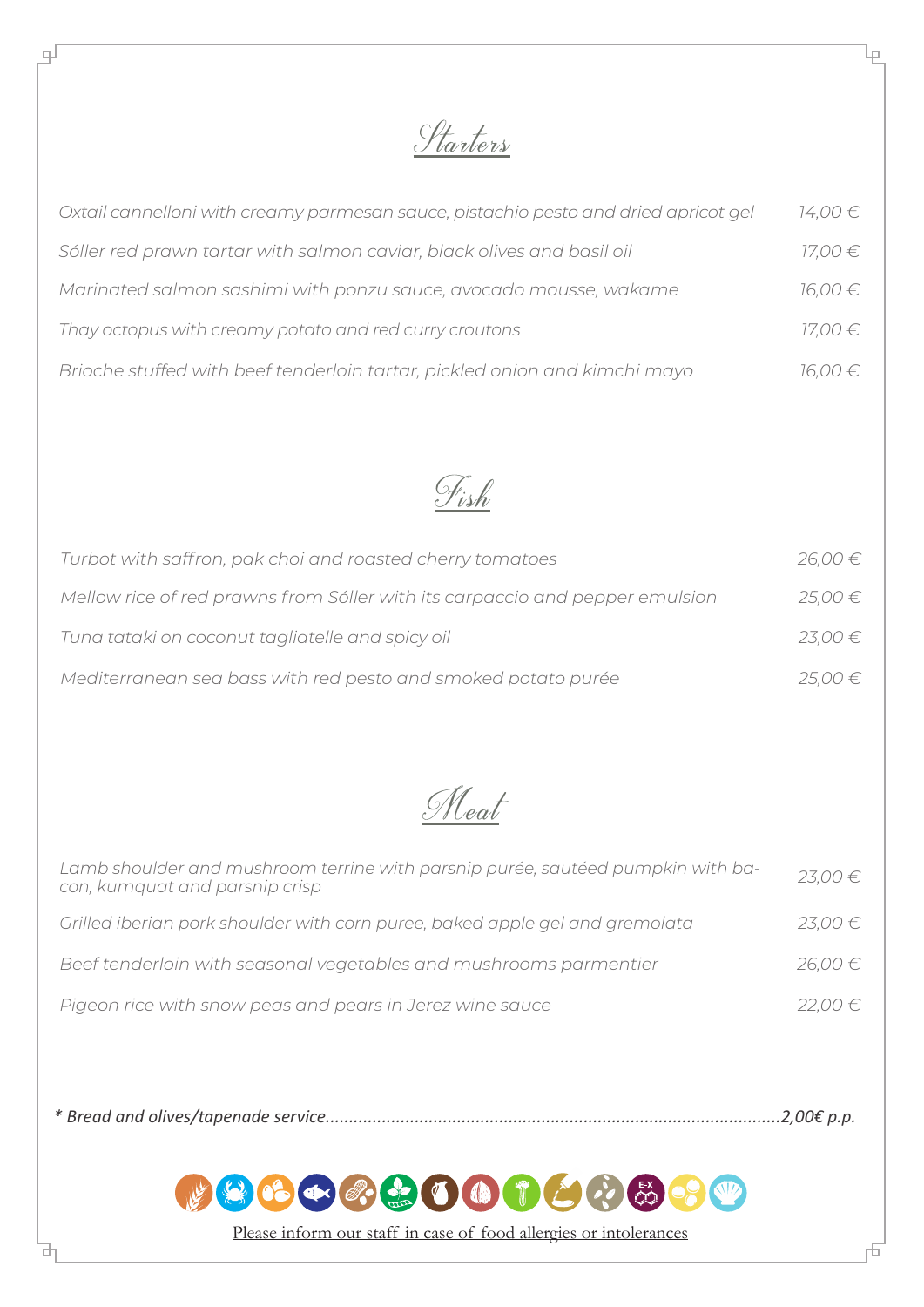# Starters

| | |
|---|---|
| *Oxtail cannelloni with creamy parmesan sauce, pistachio pesto and dried apricot gel* | *14,00 €* |
| *Sóller red prawn tartar with salmon caviar, black olives and basil oil* | *17,00 €* |
| *Marinated salmon sashimi with ponzu sauce, avocado mousse, wakame* | *16,00 €* |
| *Thay octopus with creamy potato and red curry croutons* | *17,00 €* |
| *Brioche stuffed with beef tenderloin tartar, pickled onion and kimchi mayo* | *16,00 €* |

# Fish

| | |
|---|---|
| *Turbot with saffron, pak choi and roasted cherry tomatoes* | *26,00 €* |
| *Mellow rice of red prawns from Sóller with its carpaccio and pepper emulsion* | *25,00 €* |
| *Tuna tataki on coconut tagliatelle and spicy oil* | *23,00 €* |
| *Mediterranean sea bass with red pesto and smoked potato purée* | *25,00 €* |

# Meat

| | |
|---|---|
| *Lamb shoulder and mushroom terrine with parsnip purée, sautéed pumpkin with bacon, kumquat and parsnip crisp* | *23,00 €* |
| *Grilled iberian pork shoulder with corn puree, baked apple gel and gremolata* | *23,00 €* |
| *Beef tenderloin with seasonal vegetables and mushrooms parmentier* | *26,00 €* |
| *Pigeon rice with snow peas and pears in Jerez wine sauce* | *22,00 €* |

*\* Bread and olives/tapenade service................................................................................................2,00€ p.p.*

Please inform our staff in case of food allergies or intolerances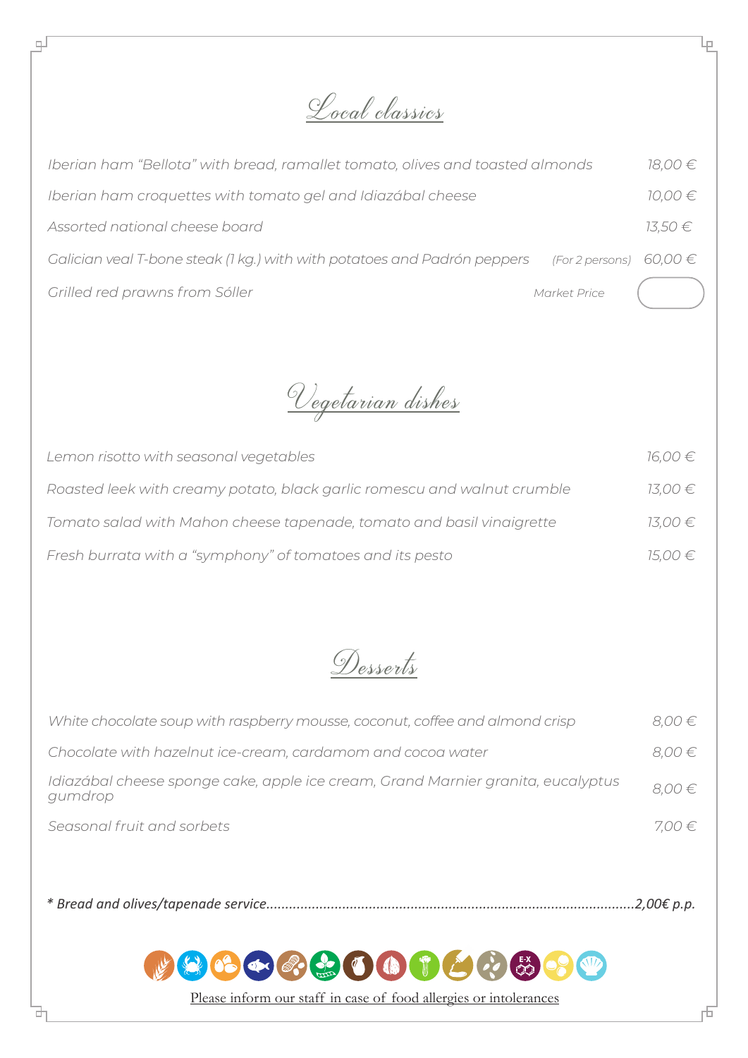## Local classics

| | |
|---|---|
| *Iberian ham "Bellota" with bread, ramallet tomato, olives and toasted almonds* | *18,00 €* |
| *Iberian ham croquettes with tomato gel and Idiazábal cheese* | *10,00 €* |
| *Assorted national cheese board* | *13,50 €* |
| *Galician veal T-bone steak (1 kg.) with with potatoes and Padrón peppers* (For 2 persons) | *60,00 €* |
| *Grilled red prawns from Sóller* Market Price | |

## Vegetarian dishes

| | |
|---|---|
| *Lemon risotto with seasonal vegetables* | *16,00 €* |
| *Roasted leek with creamy potato, black garlic romescu and walnut crumble* | *13,00 €* |
| *Tomato salad with Mahon cheese tapenade, tomato and basil vinaigrette* | *13,00 €* |
| *Fresh burrata with a "symphony" of tomatoes and its pesto* | *15,00 €* |

## Desserts

| | |
|---|---|
| *White chocolate soup with raspberry mousse, coconut, coffee and almond crisp* | *8,00 €* |
| *Chocolate with hazelnut ice-cream, cardamom and cocoa water* | *8,00 €* |
| *Idiazábal cheese sponge cake, apple ice cream, Grand Marnier granita, eucalyptus gumdrop* | *8,00 €* |
| *Seasonal fruit and sorbets* | *7,00 €* |

*** Bread and olives/tapenade service................................................................................................2,00€ p.p.***

Please inform our staff in case of food allergies or intolerances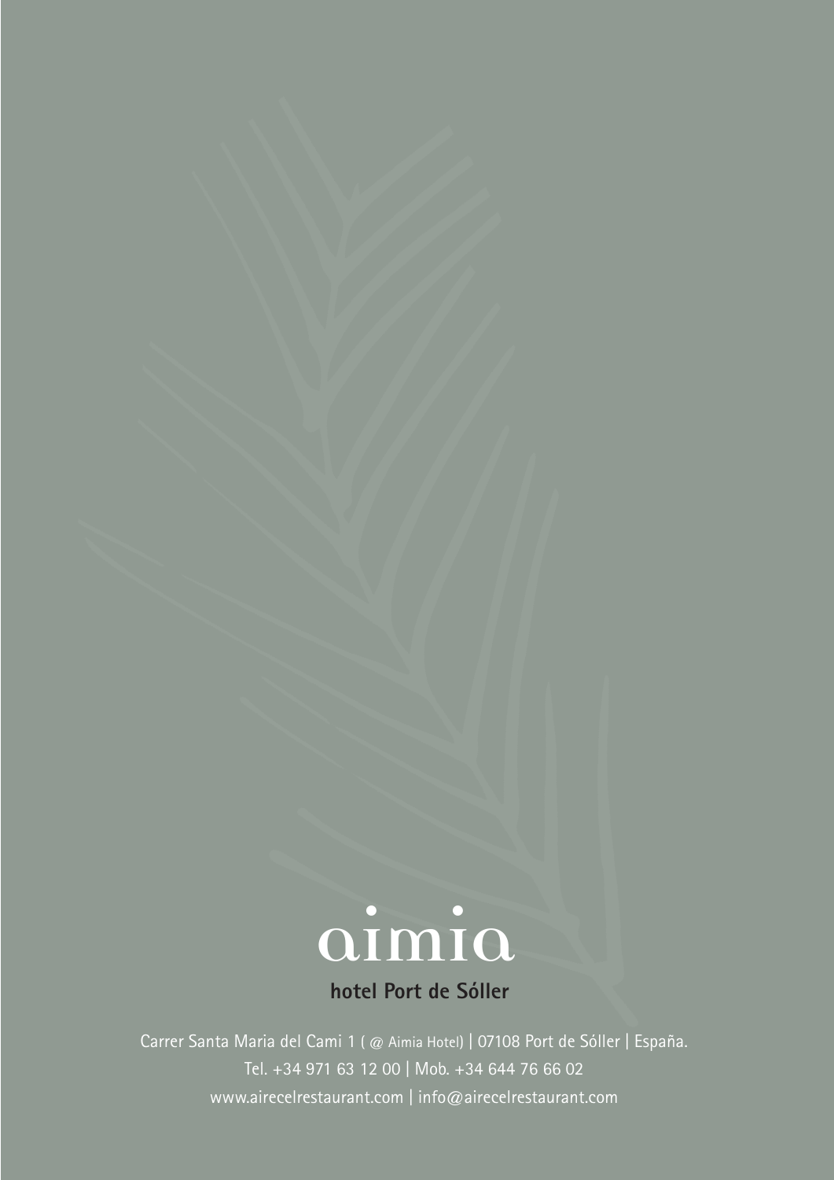aimia

**hotel Port de Sóller**

Carrer Santa Maria del Cami 1 ( @ Aimia Hotel) | 07108 Port de Sóller | España.
Tel. +34 971 63 12 00 | Mob. +34 644 76 66 02
www.airecelrestaurant.com | info@airecelrestaurant.com